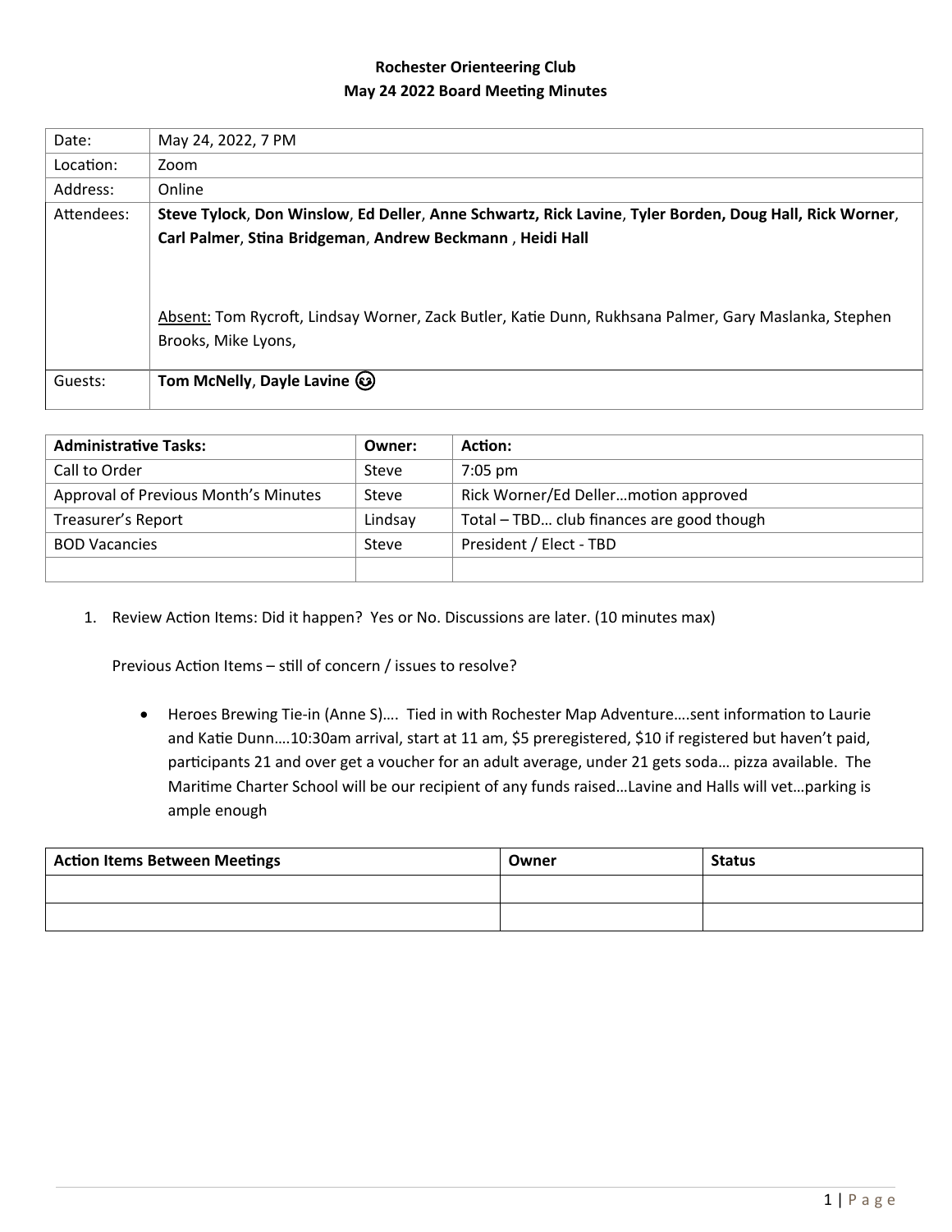**Rochester Orienteering Club**
**May 24 2022 Board Meeting Minutes**

| | |
|---|---|
| Date: | May 24, 2022, 7 PM |
| Location: | Zoom |
| Address: | Online |
| Attendees: | **Steve Tylock**, **Don Winslow**, **Ed Deller**, **Anne Schwartz, Rick Lavine**, **Tyler Borden, Doug Hall, Rick Worner**, **Carl Palmer**, **Stina Bridgeman**, **Andrew Beckmann** , **Heidi Hall**<br><br>Absent: Tom Rycroft, Lindsay Worner, Zack Butler, Katie Dunn, Rukhsana Palmer, Gary Maslanka, Stephen Brooks, Mike Lyons, |
| Guests: | **Tom McNelly**, **Dayle Lavine** 😉 |

| **Administrative Tasks:** | **Owner:** | **Action:** |
|---|---|---|
| Call to Order | Steve | 7:05 pm |
| Approval of Previous Month's Minutes | Steve | Rick Worner/Ed Deller…motion approved |
| Treasurer's Report | Lindsay | Total – TBD… club finances are good though |
| BOD Vacancies | Steve | President / Elect - TBD |
| | | |

1. Review Action Items: Did it happen? Yes or No. Discussions are later. (10 minutes max)

   Previous Action Items – still of concern / issues to resolve?

   - Heroes Brewing Tie-in (Anne S)…. Tied in with Rochester Map Adventure….sent information to Laurie and Katie Dunn….10:30am arrival, start at 11 am, $5 preregistered, $10 if registered but haven't paid, participants 21 and over get a voucher for an adult average, under 21 gets soda… pizza available. The Maritime Charter School will be our recipient of any funds raised…Lavine and Halls will vet…parking is ample enough

| **Action Items Between Meetings** | **Owner** | **Status** |
|---|---|---|
| | | |
| | | |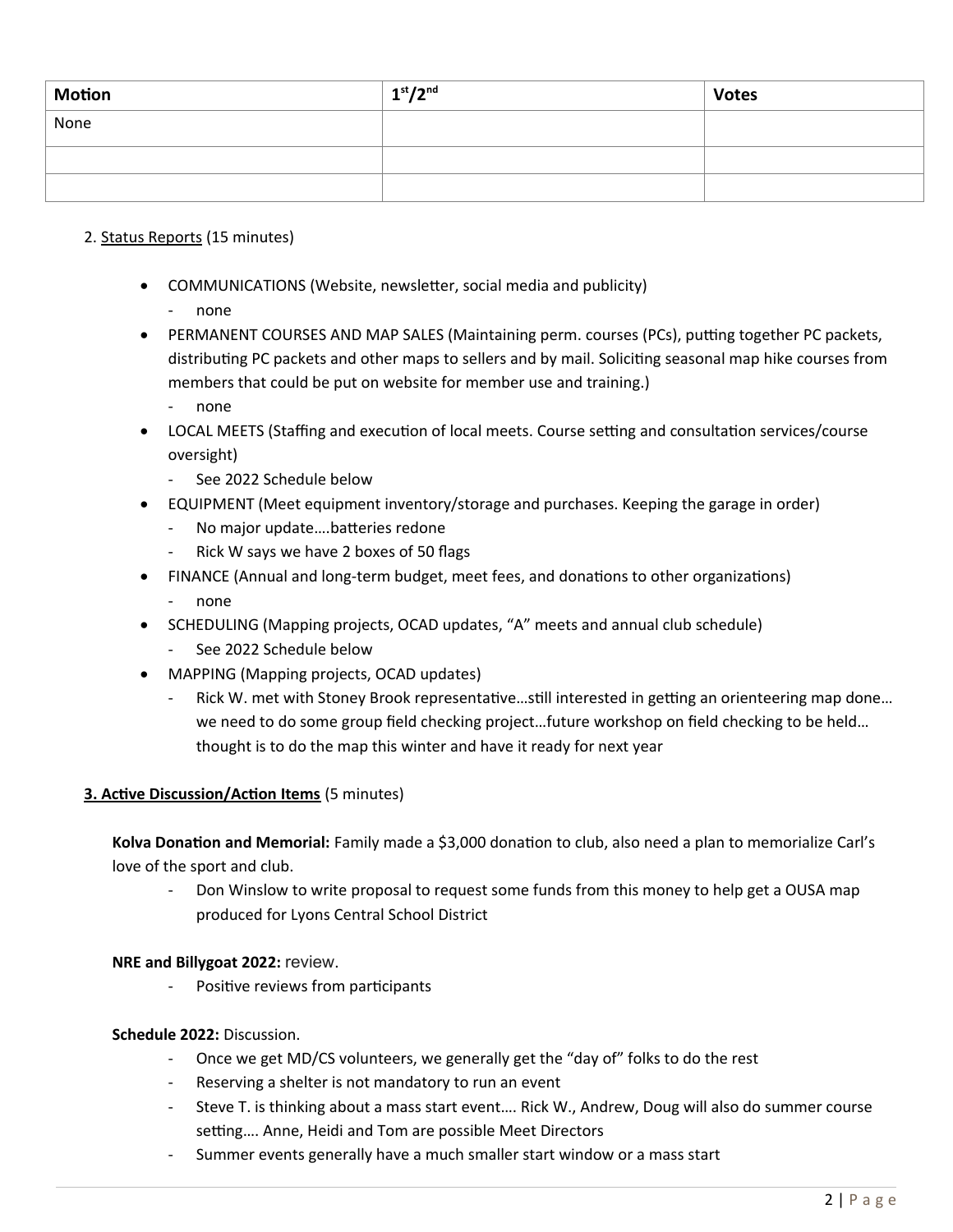| Motion | 1st/2nd | Votes |
|---|---|---|
| None | | |
| | | |
| | | |

2. Status Reports (15 minutes)

- COMMUNICATIONS (Website, newsletter, social media and publicity)
  - none
- PERMANENT COURSES AND MAP SALES (Maintaining perm. courses (PCs), putting together PC packets, distributing PC packets and other maps to sellers and by mail. Soliciting seasonal map hike courses from members that could be put on website for member use and training.)
  - none
- LOCAL MEETS (Staffing and execution of local meets. Course setting and consultation services/course oversight)
  - See 2022 Schedule below
- EQUIPMENT (Meet equipment inventory/storage and purchases. Keeping the garage in order)
  - No major update….batteries redone
  - Rick W says we have 2 boxes of 50 flags
- FINANCE (Annual and long-term budget, meet fees, and donations to other organizations)
  - none
- SCHEDULING (Mapping projects, OCAD updates, "A" meets and annual club schedule)
  - See 2022 Schedule below
- MAPPING (Mapping projects, OCAD updates)
  - Rick W. met with Stoney Brook representative…still interested in getting an orienteering map done… we need to do some group field checking project…future workshop on field checking to be held… thought is to do the map this winter and have it ready for next year

**3. Active Discussion/Action Items** (5 minutes)

**Kolva Donation and Memorial:** Family made a $3,000 donation to club, also need a plan to memorialize Carl's love of the sport and club.

- Don Winslow to write proposal to request some funds from this money to help get a OUSA map produced for Lyons Central School District

**NRE and Billygoat 2022:** review.

- Positive reviews from participants

**Schedule 2022:** Discussion.

- Once we get MD/CS volunteers, we generally get the "day of" folks to do the rest
- Reserving a shelter is not mandatory to run an event
- Steve T. is thinking about a mass start event…. Rick W., Andrew, Doug will also do summer course setting…. Anne, Heidi and Tom are possible Meet Directors
- Summer events generally have a much smaller start window or a mass start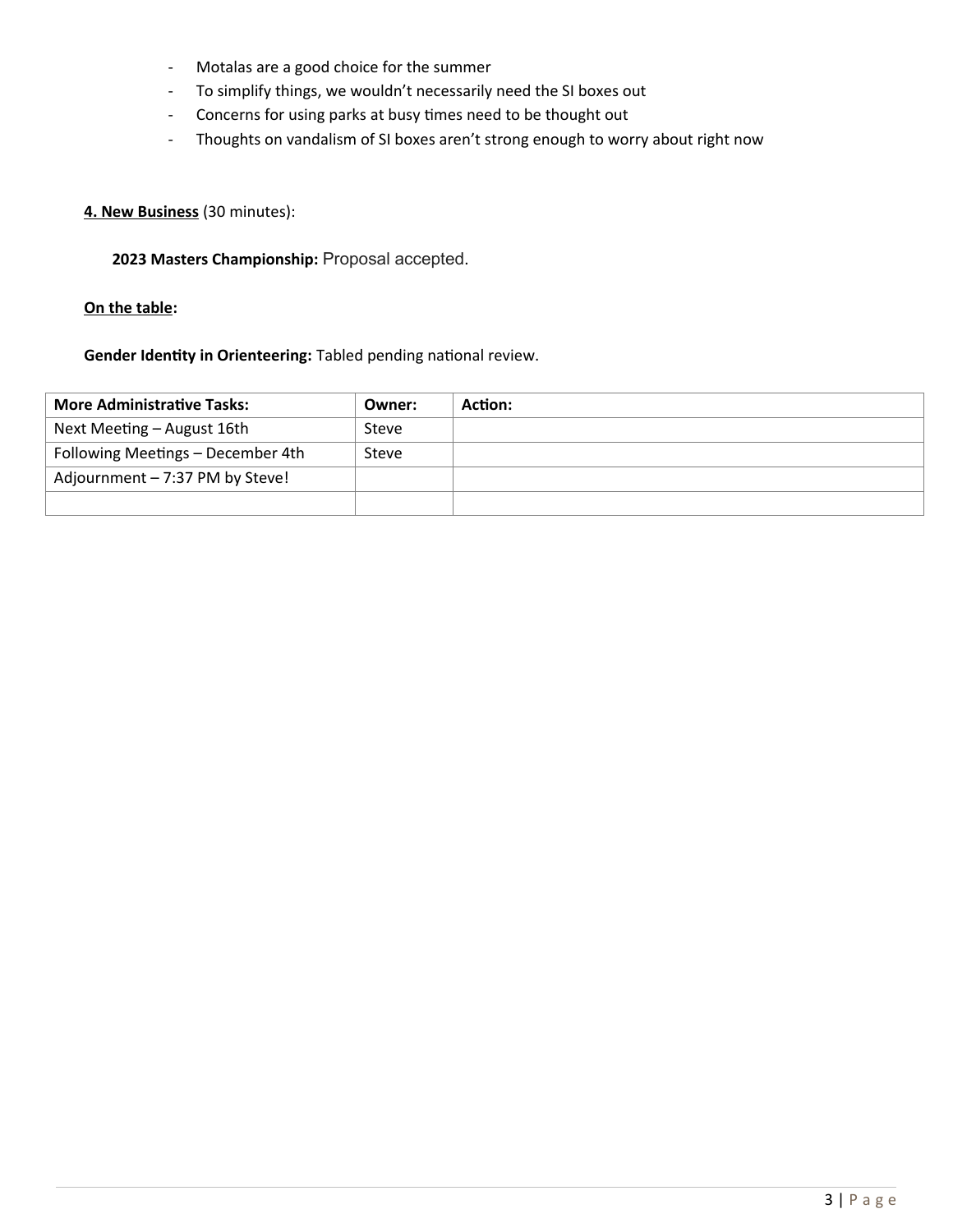- Motalas are a good choice for the summer
- To simplify things, we wouldn't necessarily need the SI boxes out
- Concerns for using parks at busy times need to be thought out
- Thoughts on vandalism of SI boxes aren't strong enough to worry about right now

**4. New Business** (30 minutes):

**2023 Masters Championship:** Proposal accepted.

**On the table:**

**Gender Identity in Orienteering:** Tabled pending national review.

| More Administrative Tasks: | Owner: | Action: |
|---|---|---|
| Next Meeting – August 16th | Steve | |
| Following Meetings – December 4th | Steve | |
| Adjournment – 7:37 PM by Steve! | | |
| | | |